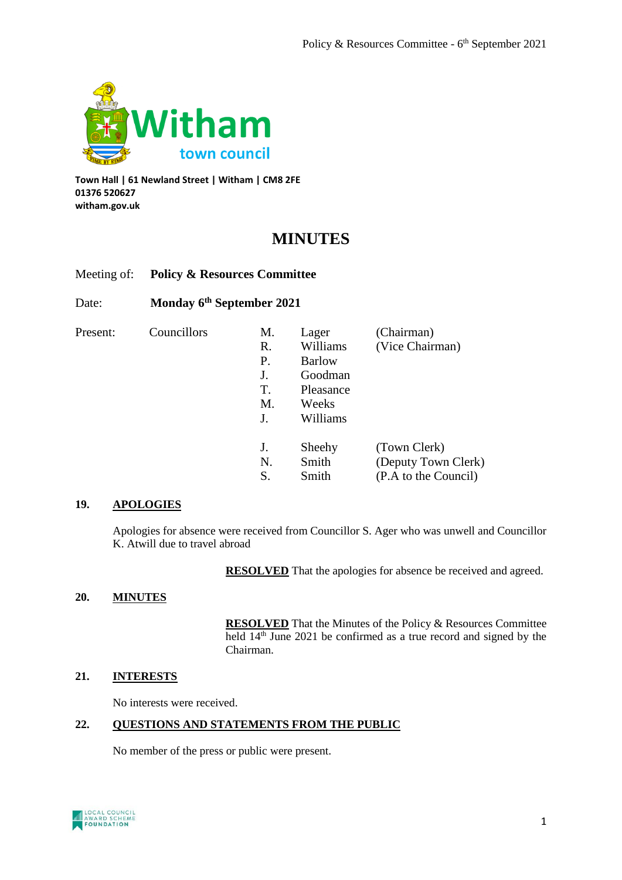Town Hall | 61 Newland Street | Witham | CM8 2FE
01376 520627
witham.gov.uk

# MINUTES

Meeting of: **Policy & Resources Committee**

Date: **Monday 6th September 2021**

| Present: | Councillors | M. | Lager | (Chairman) |
|---|---|---|---|---|
| | | R. | Williams | (Vice Chairman) |
| | | P. | Barlow | |
| | | J. | Goodman | |
| | | T. | Pleasance | |
| | | M. | Weeks | |
| | | J. | Williams | |
| | | J. | Sheehy | (Town Clerk) |
| | | N. | Smith | (Deputy Town Clerk) |
| | | S. | Smith | (P.A to the Council) |

## 19. APOLOGIES

Apologies for absence were received from Councillor S. Ager who was unwell and Councillor K. Atwill due to travel abroad

**RESOLVED** That the apologies for absence be received and agreed.

## 20. MINUTES

**RESOLVED** That the Minutes of the Policy & Resources Committee held 14th June 2021 be confirmed as a true record and signed by the Chairman.

## 21. INTERESTS

No interests were received.

## 22. QUESTIONS AND STATEMENTS FROM THE PUBLIC

No member of the press or public were present.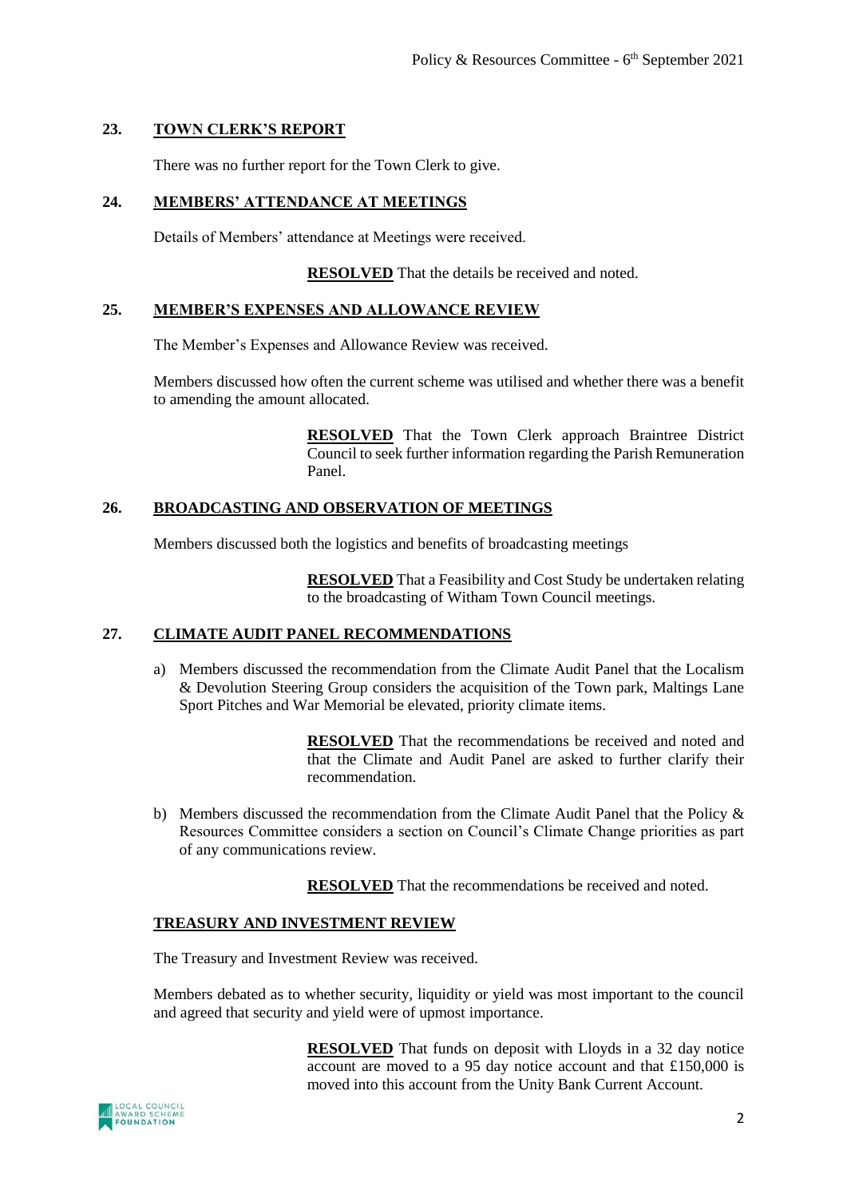## 23. TOWN CLERK'S REPORT

There was no further report for the Town Clerk to give.

## 24. MEMBERS' ATTENDANCE AT MEETINGS

Details of Members' attendance at Meetings were received.

**RESOLVED** That the details be received and noted.

## 25. MEMBER'S EXPENSES AND ALLOWANCE REVIEW

The Member's Expenses and Allowance Review was received.

Members discussed how often the current scheme was utilised and whether there was a benefit to amending the amount allocated.

**RESOLVED** That the Town Clerk approach Braintree District Council to seek further information regarding the Parish Remuneration Panel.

## 26. BROADCASTING AND OBSERVATION OF MEETINGS

Members discussed both the logistics and benefits of broadcasting meetings

**RESOLVED** That a Feasibility and Cost Study be undertaken relating to the broadcasting of Witham Town Council meetings.

## 27. CLIMATE AUDIT PANEL RECOMMENDATIONS

a) Members discussed the recommendation from the Climate Audit Panel that the Localism & Devolution Steering Group considers the acquisition of the Town park, Maltings Lane Sport Pitches and War Memorial be elevated, priority climate items.

**RESOLVED** That the recommendations be received and noted and that the Climate and Audit Panel are asked to further clarify their recommendation.

b) Members discussed the recommendation from the Climate Audit Panel that the Policy & Resources Committee considers a section on Council's Climate Change priorities as part of any communications review.

**RESOLVED** That the recommendations be received and noted.

## TREASURY AND INVESTMENT REVIEW

The Treasury and Investment Review was received.

Members debated as to whether security, liquidity or yield was most important to the council and agreed that security and yield were of upmost importance.

**RESOLVED** That funds on deposit with Lloyds in a 32 day notice account are moved to a 95 day notice account and that £150,000 is moved into this account from the Unity Bank Current Account.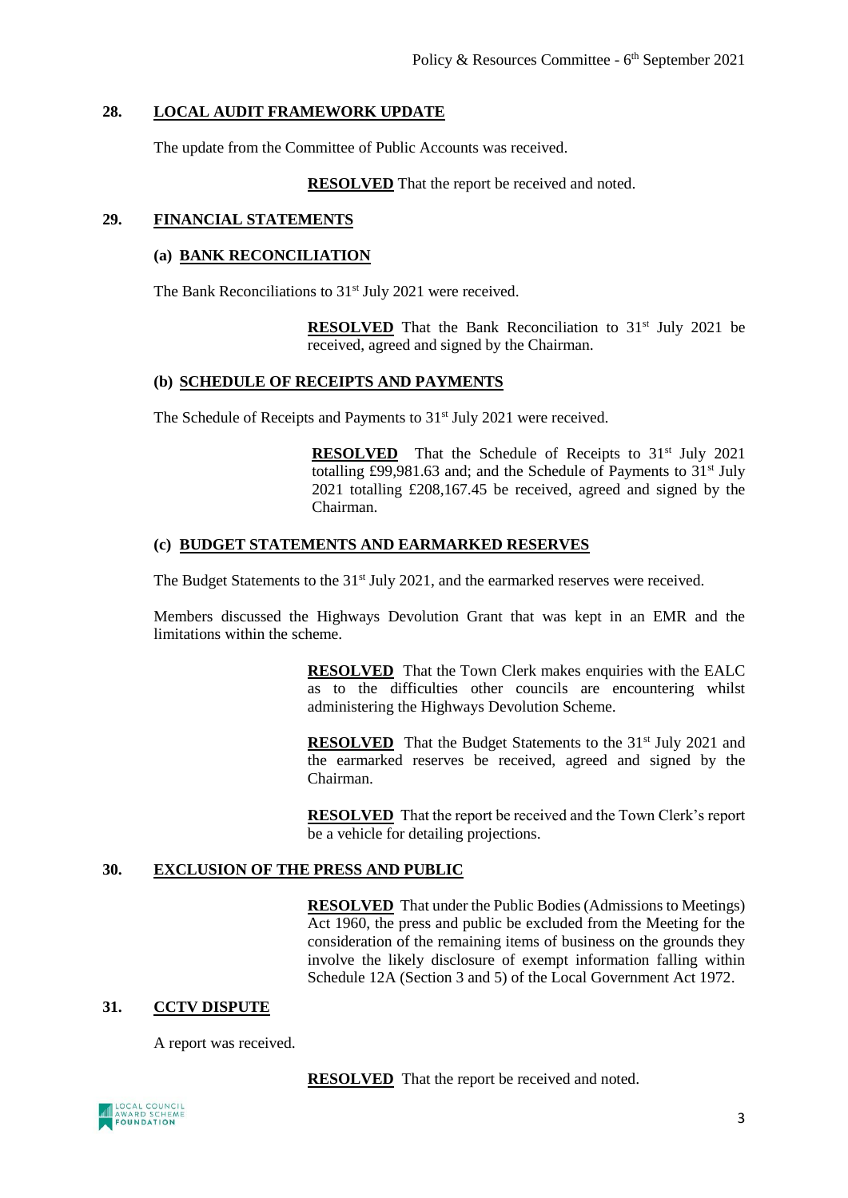## 28. LOCAL AUDIT FRAMEWORK UPDATE

The update from the Committee of Public Accounts was received.

**RESOLVED** That the report be received and noted.

## 29. FINANCIAL STATEMENTS

### (a) BANK RECONCILIATION

The Bank Reconciliations to 31st July 2021 were received.

**RESOLVED** That the Bank Reconciliation to 31st July 2021 be received, agreed and signed by the Chairman.

### (b) SCHEDULE OF RECEIPTS AND PAYMENTS

The Schedule of Receipts and Payments to 31st July 2021 were received.

**RESOLVED** That the Schedule of Receipts to 31st July 2021 totalling £99,981.63 and; and the Schedule of Payments to 31st July 2021 totalling £208,167.45 be received, agreed and signed by the Chairman.

### (c) BUDGET STATEMENTS AND EARMARKED RESERVES

The Budget Statements to the 31st July 2021, and the earmarked reserves were received.

Members discussed the Highways Devolution Grant that was kept in an EMR and the limitations within the scheme.

**RESOLVED** That the Town Clerk makes enquiries with the EALC as to the difficulties other councils are encountering whilst administering the Highways Devolution Scheme.

**RESOLVED** That the Budget Statements to the 31st July 2021 and the earmarked reserves be received, agreed and signed by the Chairman.

**RESOLVED** That the report be received and the Town Clerk's report be a vehicle for detailing projections.

## 30. EXCLUSION OF THE PRESS AND PUBLIC

**RESOLVED** That under the Public Bodies (Admissions to Meetings) Act 1960, the press and public be excluded from the Meeting for the consideration of the remaining items of business on the grounds they involve the likely disclosure of exempt information falling within Schedule 12A (Section 3 and 5) of the Local Government Act 1972.

## 31. CCTV DISPUTE

A report was received.

**RESOLVED** That the report be received and noted.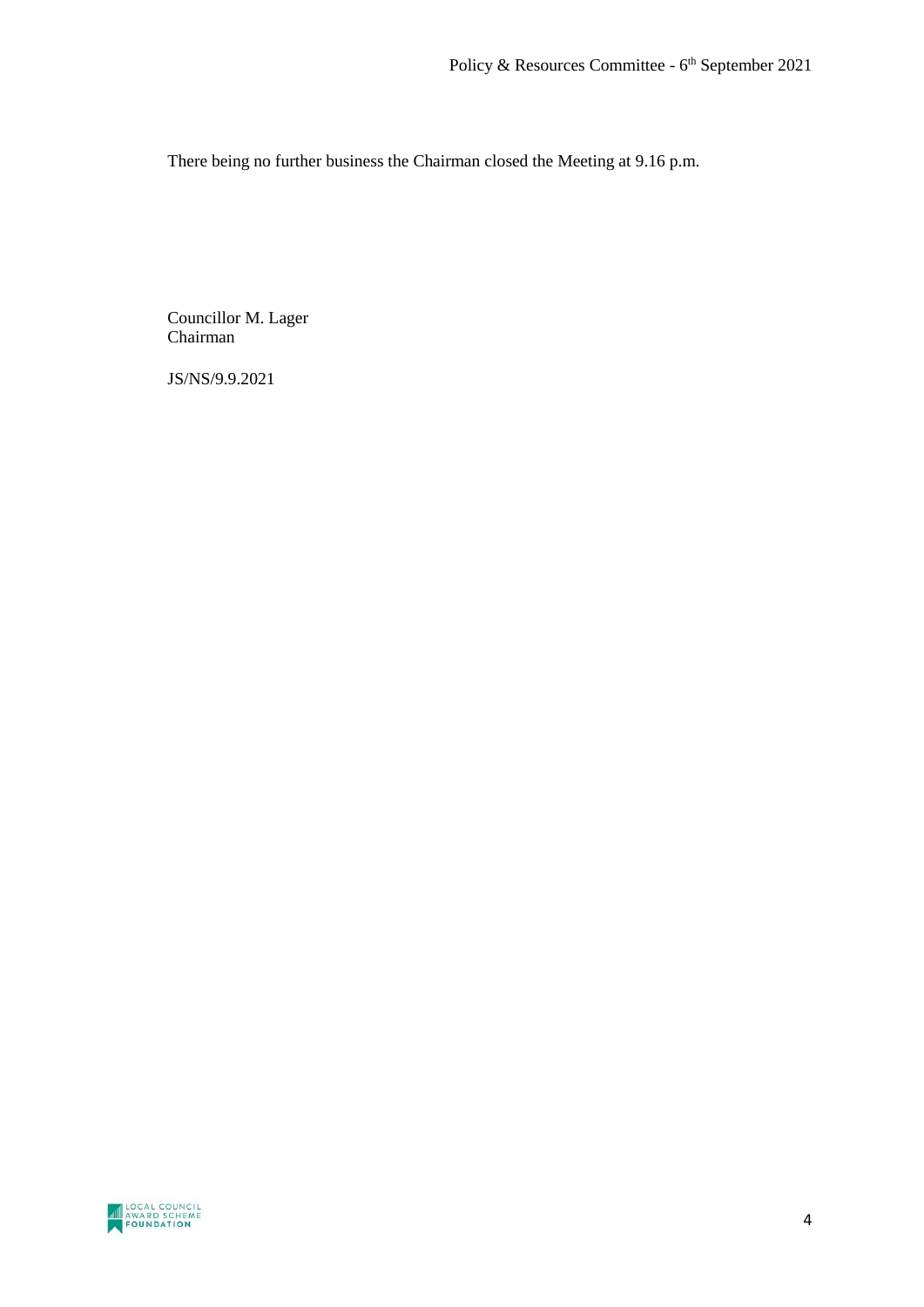There being no further business the Chairman closed the Meeting at 9.16 p.m.

Councillor M. Lager
Chairman

JS/NS/9.9.2021